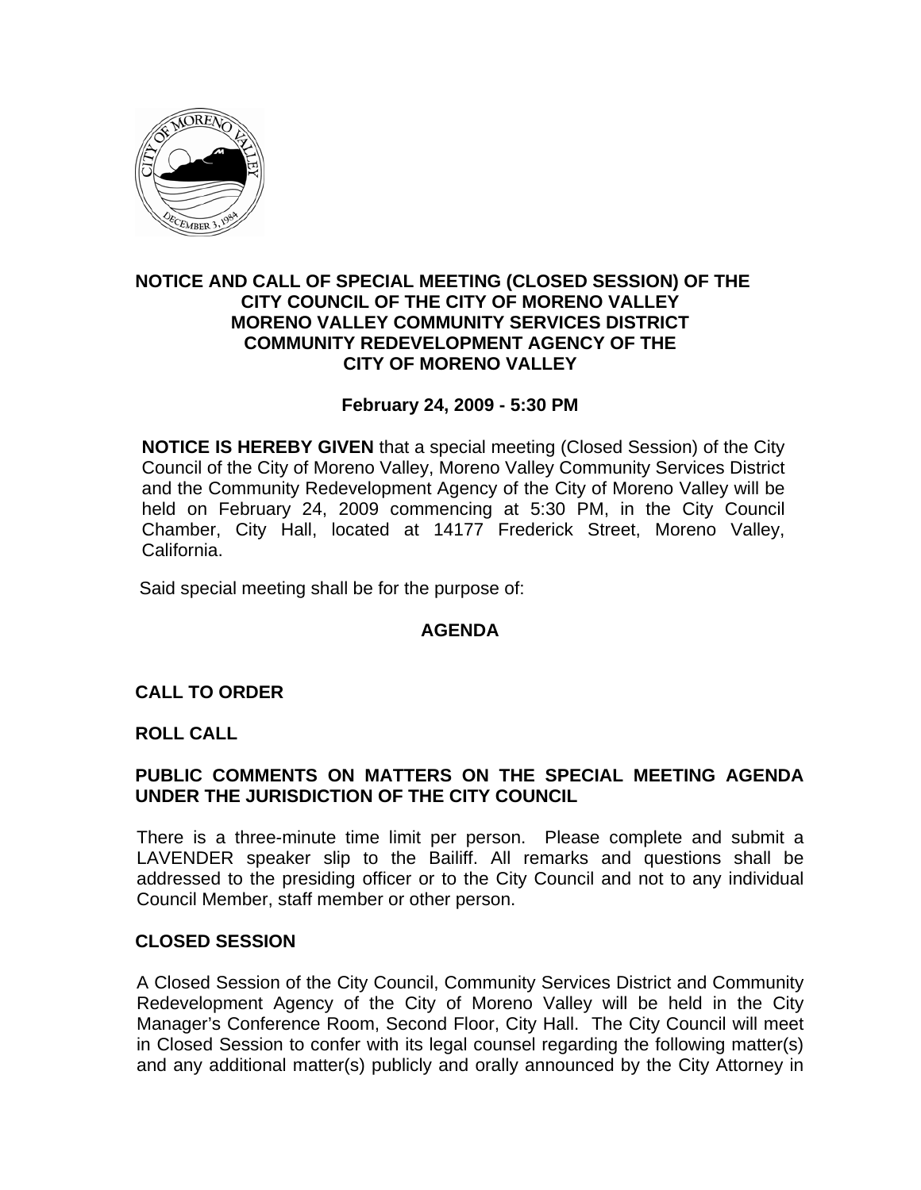**NOTICE AND CALL OF SPECIAL MEETING (CLOSED SESSION) OF THE CITY COUNCIL OF THE CITY OF MORENO VALLEY MORENO VALLEY COMMUNITY SERVICES DISTRICT COMMUNITY REDEVELOPMENT AGENCY OF THE CITY OF MORENO VALLEY**

**February 24, 2009 - 5:30 PM**

**NOTICE IS HEREBY GIVEN** that a special meeting (Closed Session) of the City Council of the City of Moreno Valley, Moreno Valley Community Services District and the Community Redevelopment Agency of the City of Moreno Valley will be held on February 24, 2009 commencing at 5:30 PM, in the City Council Chamber, City Hall, located at 14177 Frederick Street, Moreno Valley, California.

Said special meeting shall be for the purpose of:

## AGENDA

### CALL TO ORDER

### ROLL CALL

### PUBLIC COMMENTS ON MATTERS ON THE SPECIAL MEETING AGENDA UNDER THE JURISDICTION OF THE CITY COUNCIL

There is a three-minute time limit per person. Please complete and submit a LAVENDER speaker slip to the Bailiff. All remarks and questions shall be addressed to the presiding officer or to the City Council and not to any individual Council Member, staff member or other person.

### CLOSED SESSION

A Closed Session of the City Council, Community Services District and Community Redevelopment Agency of the City of Moreno Valley will be held in the City Manager's Conference Room, Second Floor, City Hall. The City Council will meet in Closed Session to confer with its legal counsel regarding the following matter(s) and any additional matter(s) publicly and orally announced by the City Attorney in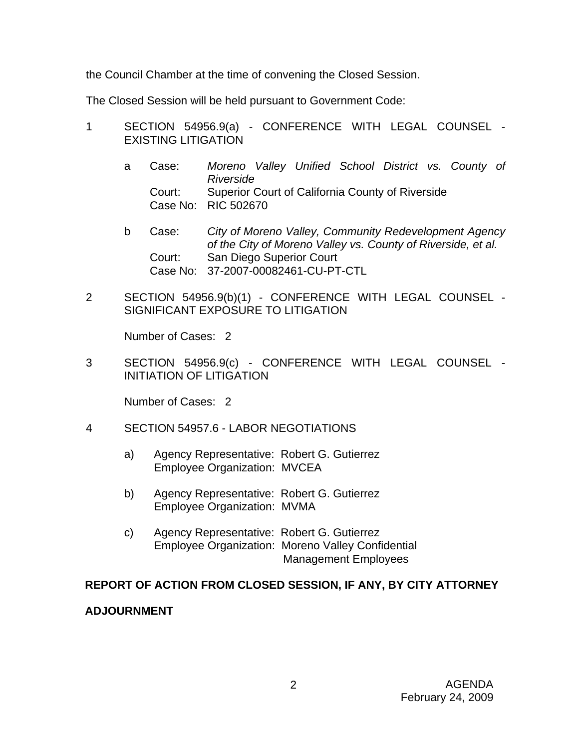the Council Chamber at the time of convening the Closed Session.

The Closed Session will be held pursuant to Government Code:

1. SECTION 54956.9(a) - CONFERENCE WITH LEGAL COUNSEL - EXISTING LITIGATION

   a. Case: *Moreno Valley Unified School District vs. County of Riverside*
      Court: Superior Court of California County of Riverside
      Case No: RIC 502670

   b. Case: *City of Moreno Valley, Community Redevelopment Agency of the City of Moreno Valley vs. County of Riverside, et al.*
      Court: San Diego Superior Court
      Case No: 37-2007-00082461-CU-PT-CTL

2. SECTION 54956.9(b)(1) - CONFERENCE WITH LEGAL COUNSEL - SIGNIFICANT EXPOSURE TO LITIGATION

   Number of Cases: 2

3. SECTION 54956.9(c) - CONFERENCE WITH LEGAL COUNSEL - INITIATION OF LITIGATION

   Number of Cases: 2

4. SECTION 54957.6 - LABOR NEGOTIATIONS

   a) Agency Representative: Robert G. Gutierrez
      Employee Organization: MVCEA

   b) Agency Representative: Robert G. Gutierrez
      Employee Organization: MVMA

   c) Agency Representative: Robert G. Gutierrez
      Employee Organization: Moreno Valley Confidential Management Employees

**REPORT OF ACTION FROM CLOSED SESSION, IF ANY, BY CITY ATTORNEY**

**ADJOURNMENT**